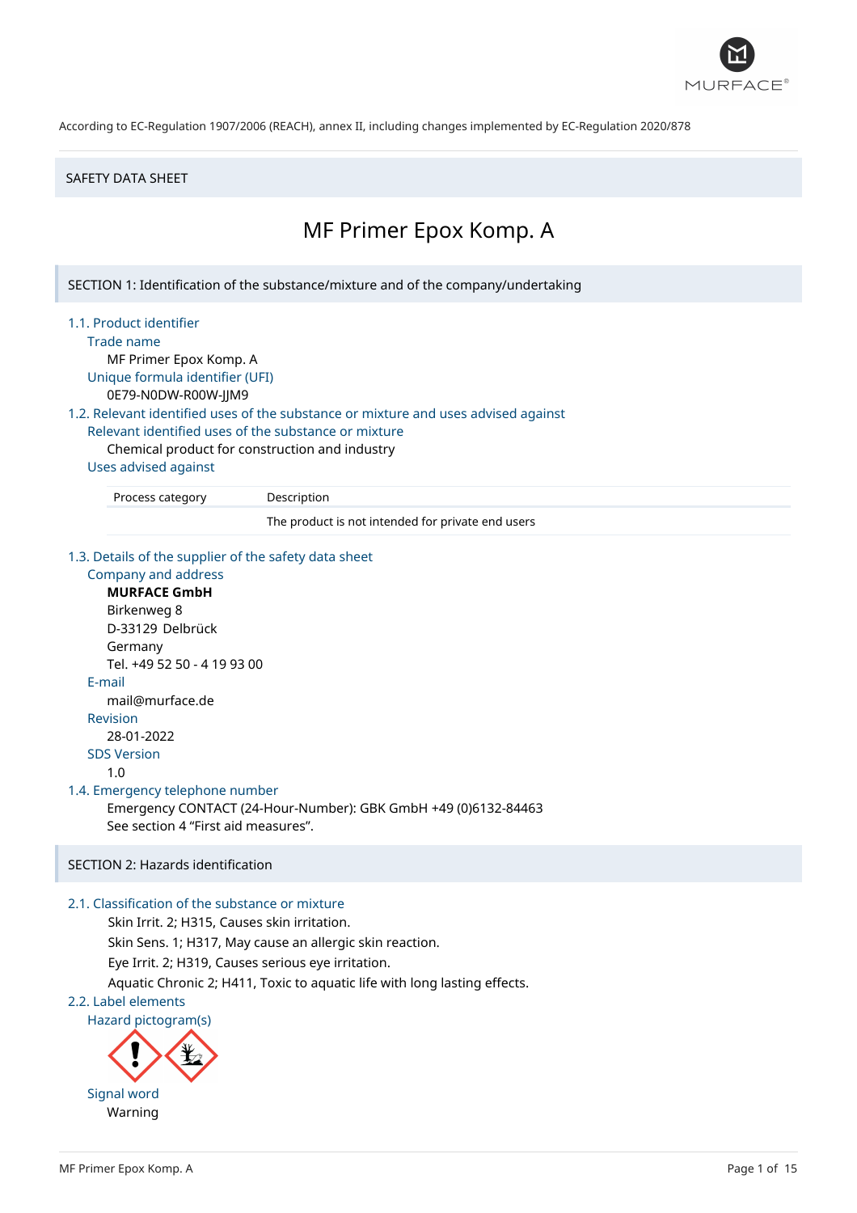According to EC-Regulation 1907/2006 (REACH), annex II, including changes implemented by EC-Regulation 2020/878

SAFETY DATA SHEET

# MF Primer Epox Komp. A

## SECTION 1: Identification of the substance/mixture and of the company/undertaking

### 1.1. Product identifier

**Trade name**

MF Primer Epox Komp. A

**Unique formula identifier (UFI)**

0E79-N0DW-R00W-JJM9

### 1.2. Relevant identified uses of the substance or mixture and uses advised against

**Relevant identified uses of the substance or mixture**

Chemical product for construction and industry

**Uses advised against**

| Process category | Description |
| --- | --- |
| | The product is not intended for private end users |

### 1.3. Details of the supplier of the safety data sheet

**Company and address**

**MURFACE GmbH**
Birkenweg 8
D-33129 Delbrück
Germany
Tel. +49 52 50 - 4 19 93 00

**E-mail**

mail@murface.de

**Revision**

28-01-2022

**SDS Version**

1.0

### 1.4. Emergency telephone number

Emergency CONTACT (24-Hour-Number): GBK GmbH +49 (0)6132-84463
See section 4 "First aid measures".

## SECTION 2: Hazards identification

### 2.1. Classification of the substance or mixture

Skin Irrit. 2; H315, Causes skin irritation.
Skin Sens. 1; H317, May cause an allergic skin reaction.
Eye Irrit. 2; H319, Causes serious eye irritation.
Aquatic Chronic 2; H411, Toxic to aquatic life with long lasting effects.

### 2.2. Label elements

**Hazard pictogram(s)**

**Signal word**

Warning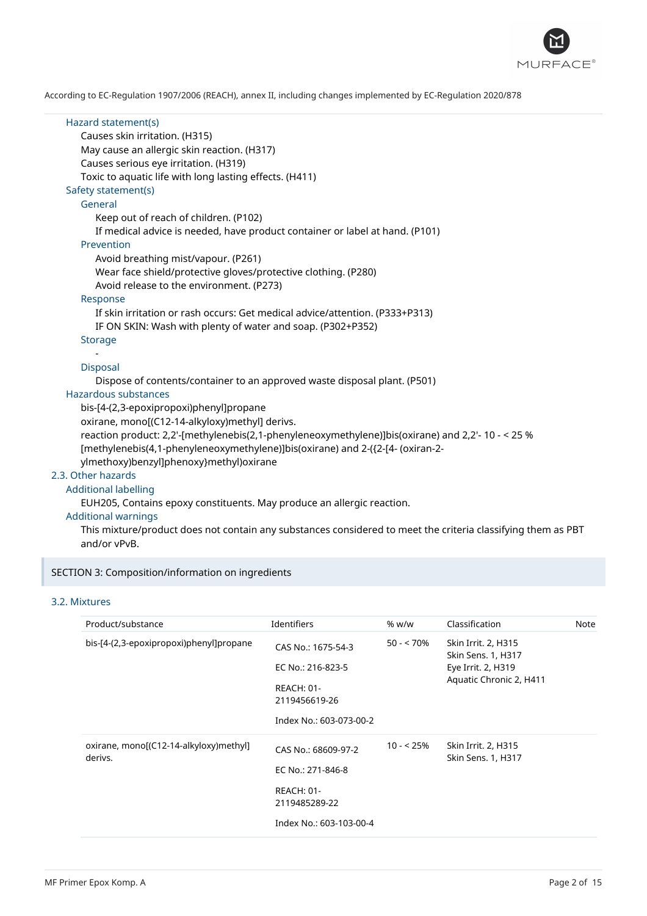According to EC-Regulation 1907/2006 (REACH), annex II, including changes implemented by EC-Regulation 2020/878

#### Hazard statement(s)

Causes skin irritation. (H315)
May cause an allergic skin reaction. (H317)
Causes serious eye irritation. (H319)
Toxic to aquatic life with long lasting effects. (H411)

#### Safety statement(s)

##### General

Keep out of reach of children. (P102)
If medical advice is needed, have product container or label at hand. (P101)

##### Prevention

Avoid breathing mist/vapour. (P261)
Wear face shield/protective gloves/protective clothing. (P280)
Avoid release to the environment. (P273)

##### Response

If skin irritation or rash occurs: Get medical advice/attention. (P333+P313)
IF ON SKIN: Wash with plenty of water and soap. (P302+P352)

##### Storage

-

##### Disposal

Dispose of contents/container to an approved waste disposal plant. (P501)

#### Hazardous substances

bis-[4-(2,3-epoxipropoxi)phenyl]propane
oxirane, mono[(C12-14-alkyloxy)methyl] derivs.
reaction product: 2,2'-[methylenebis(2,1-phenyleneoxymethylene)]bis(oxirane) and 2,2'- 10 - < 25 % [methylenebis(4,1-phenyleneoxymethylene)]bis(oxirane) and 2-({2-[4- (oxiran-2-ylmethoxy)benzyl]phenoxy}methyl)oxirane

### 2.3. Other hazards

#### Additional labelling

EUH205, Contains epoxy constituents. May produce an allergic reaction.

#### Additional warnings

This mixture/product does not contain any substances considered to meet the criteria classifying them as PBT and/or vPvB.

## SECTION 3: Composition/information on ingredients

### 3.2. Mixtures

| Product/substance | Identifiers | % w/w | Classification | Note |
|---|---|---|---|---|
| bis-[4-(2,3-epoxipropoxi)phenyl]propane | CAS No.: 1675-54-3<br>EC No.: 216-823-5<br>REACH: 01-2119456619-26<br>Index No.: 603-073-00-2 | 50 - < 70% | Skin Irrit. 2, H315<br>Skin Sens. 1, H317<br>Eye Irrit. 2, H319<br>Aquatic Chronic 2, H411 | |
| oxirane, mono[(C12-14-alkyloxy)methyl] derivs. | CAS No.: 68609-97-2<br>EC No.: 271-846-8<br>REACH: 01-2119485289-22<br>Index No.: 603-103-00-4 | 10 - < 25% | Skin Irrit. 2, H315<br>Skin Sens. 1, H317 | |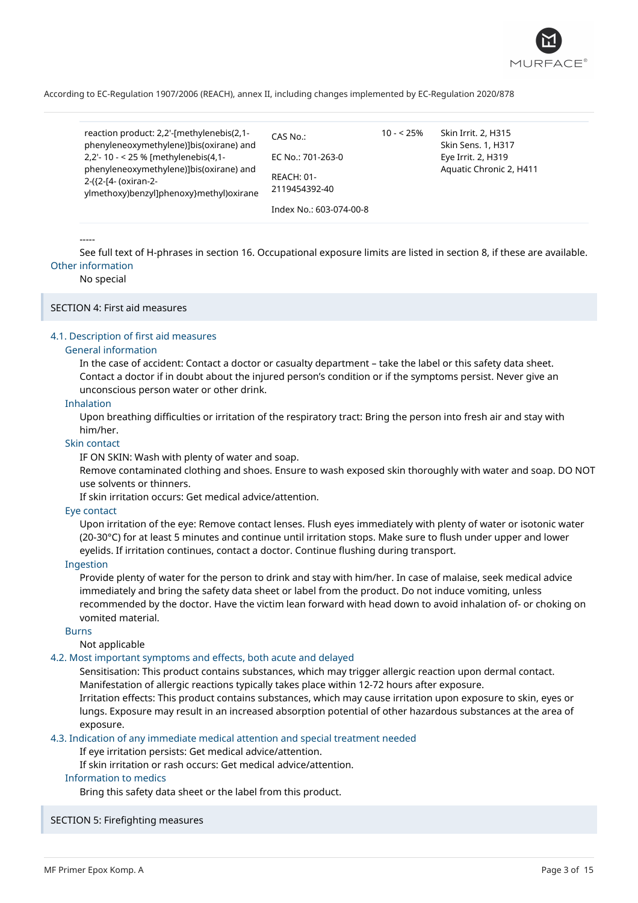According to EC-Regulation 1907/2006 (REACH), annex II, including changes implemented by EC-Regulation 2020/878

| | | | |
|---|---|---|---|
| reaction product: 2,2'-[methylenebis(2,1-phenyleneoxymethylene)]bis(oxirane) and 2,2'- 10 - < 25 % [methylenebis(4,1-phenyleneoxymethylene)]bis(oxirane) and 2-({2-[4- (oxiran-2-ylmethoxy)benzyl]phenoxy}methyl)oxirane | CAS No.:<br>EC No.: 701-263-0<br>REACH: 01-2119454392-40<br>Index No.: 603-074-00-8 | 10 - < 25% | Skin Irrit. 2, H315<br>Skin Sens. 1, H317<br>Eye Irrit. 2, H319<br>Aquatic Chronic 2, H411 |

-----

See full text of H-phrases in section 16. Occupational exposure limits are listed in section 8, if these are available.

### Other information

No special

## SECTION 4: First aid measures

### 4.1. Description of first aid measures

#### General information

In the case of accident: Contact a doctor or casualty department – take the label or this safety data sheet. Contact a doctor if in doubt about the injured person's condition or if the symptoms persist. Never give an unconscious person water or other drink.

#### Inhalation

Upon breathing difficulties or irritation of the respiratory tract: Bring the person into fresh air and stay with him/her.

#### Skin contact

IF ON SKIN: Wash with plenty of water and soap.
Remove contaminated clothing and shoes. Ensure to wash exposed skin thoroughly with water and soap. DO NOT use solvents or thinners.
If skin irritation occurs: Get medical advice/attention.

#### Eye contact

Upon irritation of the eye: Remove contact lenses. Flush eyes immediately with plenty of water or isotonic water (20-30°C) for at least 5 minutes and continue until irritation stops. Make sure to flush under upper and lower eyelids. If irritation continues, contact a doctor. Continue flushing during transport.

#### Ingestion

Provide plenty of water for the person to drink and stay with him/her. In case of malaise, seek medical advice immediately and bring the safety data sheet or label from the product. Do not induce vomiting, unless recommended by the doctor. Have the victim lean forward with head down to avoid inhalation of- or choking on vomited material.

#### Burns

Not applicable

### 4.2. Most important symptoms and effects, both acute and delayed

Sensitisation: This product contains substances, which may trigger allergic reaction upon dermal contact. Manifestation of allergic reactions typically takes place within 12-72 hours after exposure.
Irritation effects: This product contains substances, which may cause irritation upon exposure to skin, eyes or lungs. Exposure may result in an increased absorption potential of other hazardous substances at the area of exposure.

### 4.3. Indication of any immediate medical attention and special treatment needed

If eye irritation persists: Get medical advice/attention.
If skin irritation or rash occurs: Get medical advice/attention.

#### Information to medics

Bring this safety data sheet or the label from this product.

## SECTION 5: Firefighting measures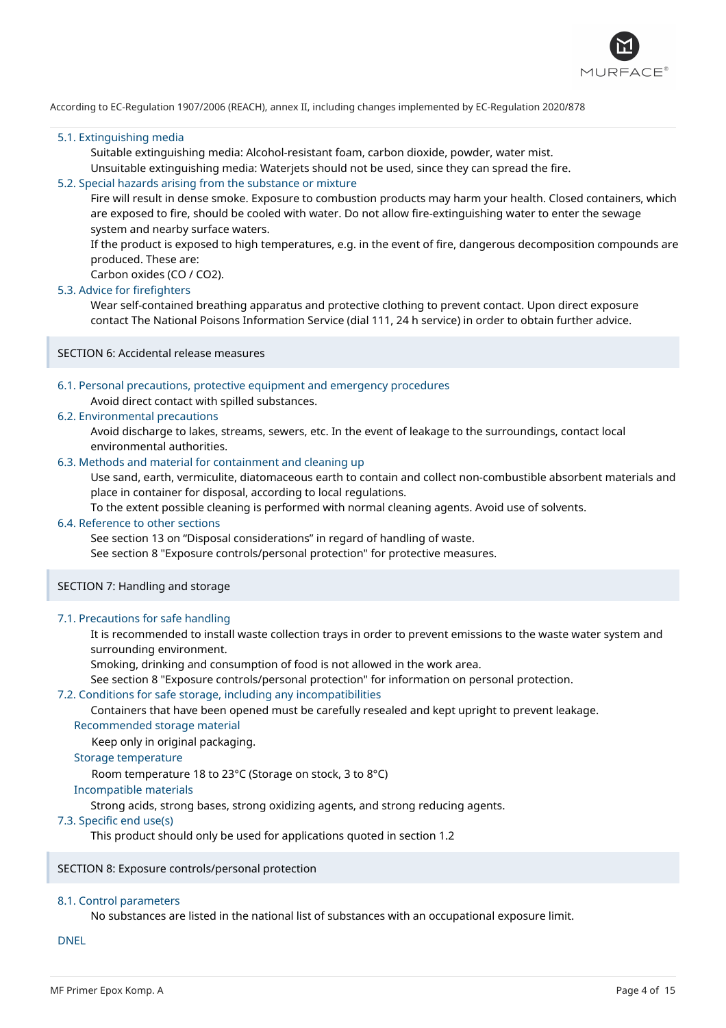According to EC-Regulation 1907/2006 (REACH), annex II, including changes implemented by EC-Regulation 2020/878

### 5.1. Extinguishing media

Suitable extinguishing media: Alcohol-resistant foam, carbon dioxide, powder, water mist.

Unsuitable extinguishing media: Waterjets should not be used, since they can spread the fire.

### 5.2. Special hazards arising from the substance or mixture

Fire will result in dense smoke. Exposure to combustion products may harm your health. Closed containers, which are exposed to fire, should be cooled with water. Do not allow fire-extinguishing water to enter the sewage system and nearby surface waters.

If the product is exposed to high temperatures, e.g. in the event of fire, dangerous decomposition compounds are produced. These are:

Carbon oxides (CO / $CO_2$).

### 5.3. Advice for firefighters

Wear self-contained breathing apparatus and protective clothing to prevent contact. Upon direct exposure contact The National Poisons Information Service (dial 111, 24 h service) in order to obtain further advice.

## SECTION 6: Accidental release measures

### 6.1. Personal precautions, protective equipment and emergency procedures

Avoid direct contact with spilled substances.

### 6.2. Environmental precautions

Avoid discharge to lakes, streams, sewers, etc. In the event of leakage to the surroundings, contact local environmental authorities.

### 6.3. Methods and material for containment and cleaning up

Use sand, earth, vermiculite, diatomaceous earth to contain and collect non-combustible absorbent materials and place in container for disposal, according to local regulations.

To the extent possible cleaning is performed with normal cleaning agents. Avoid use of solvents.

### 6.4. Reference to other sections

See section 13 on “Disposal considerations” in regard of handling of waste.

See section 8 "Exposure controls/personal protection" for protective measures.

## SECTION 7: Handling and storage

### 7.1. Precautions for safe handling

It is recommended to install waste collection trays in order to prevent emissions to the waste water system and surrounding environment.

Smoking, drinking and consumption of food is not allowed in the work area.

See section 8 "Exposure controls/personal protection" for information on personal protection.

### 7.2. Conditions for safe storage, including any incompatibilities

Containers that have been opened must be carefully resealed and kept upright to prevent leakage.

#### Recommended storage material

Keep only in original packaging.

#### Storage temperature

Room temperature 18 to 23°C (Storage on stock, 3 to 8°C)

#### Incompatible materials

Strong acids, strong bases, strong oxidizing agents, and strong reducing agents.

### 7.3. Specific end use(s)

This product should only be used for applications quoted in section 1.2

## SECTION 8: Exposure controls/personal protection

### 8.1. Control parameters

No substances are listed in the national list of substances with an occupational exposure limit.

#### DNEL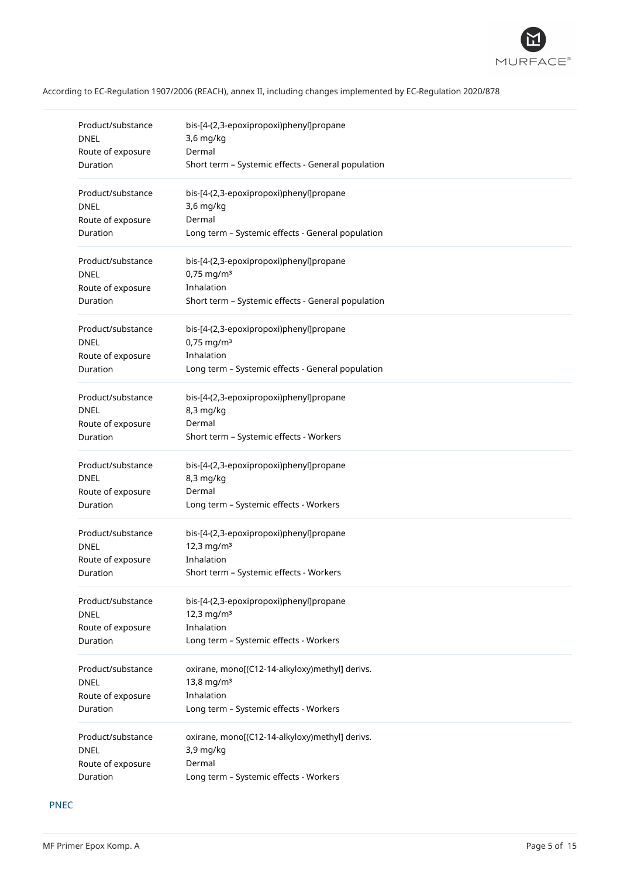According to EC-Regulation 1907/2006 (REACH), annex II, including changes implemented by EC-Regulation 2020/878

| | |
|---|---|
| Product/substance | bis-[4-(2,3-epoxipropoxi)phenyl]propane |
| DNEL | 3,6 mg/kg |
| Route of exposure | Dermal |
| Duration | Short term – Systemic effects - General population |

| | |
|---|---|
| Product/substance | bis-[4-(2,3-epoxipropoxi)phenyl]propane |
| DNEL | 3,6 mg/kg |
| Route of exposure | Dermal |
| Duration | Long term – Systemic effects - General population |

| | |
|---|---|
| Product/substance | bis-[4-(2,3-epoxipropoxi)phenyl]propane |
| DNEL | 0,75 mg/m³ |
| Route of exposure | Inhalation |
| Duration | Short term – Systemic effects - General population |

| | |
|---|---|
| Product/substance | bis-[4-(2,3-epoxipropoxi)phenyl]propane |
| DNEL | 0,75 mg/m³ |
| Route of exposure | Inhalation |
| Duration | Long term – Systemic effects - General population |

| | |
|---|---|
| Product/substance | bis-[4-(2,3-epoxipropoxi)phenyl]propane |
| DNEL | 8,3 mg/kg |
| Route of exposure | Dermal |
| Duration | Short term – Systemic effects - Workers |

| | |
|---|---|
| Product/substance | bis-[4-(2,3-epoxipropoxi)phenyl]propane |
| DNEL | 8,3 mg/kg |
| Route of exposure | Dermal |
| Duration | Long term – Systemic effects - Workers |

| | |
|---|---|
| Product/substance | bis-[4-(2,3-epoxipropoxi)phenyl]propane |
| DNEL | 12,3 mg/m³ |
| Route of exposure | Inhalation |
| Duration | Short term – Systemic effects - Workers |

| | |
|---|---|
| Product/substance | bis-[4-(2,3-epoxipropoxi)phenyl]propane |
| DNEL | 12,3 mg/m³ |
| Route of exposure | Inhalation |
| Duration | Long term – Systemic effects - Workers |

| | |
|---|---|
| Product/substance | oxirane, mono[(C12-14-alkyloxy)methyl] derivs. |
| DNEL | 13,8 mg/m³ |
| Route of exposure | Inhalation |
| Duration | Long term – Systemic effects - Workers |

| | |
|---|---|
| Product/substance | oxirane, mono[(C12-14-alkyloxy)methyl] derivs. |
| DNEL | 3,9 mg/kg |
| Route of exposure | Dermal |
| Duration | Long term – Systemic effects - Workers |

### PNEC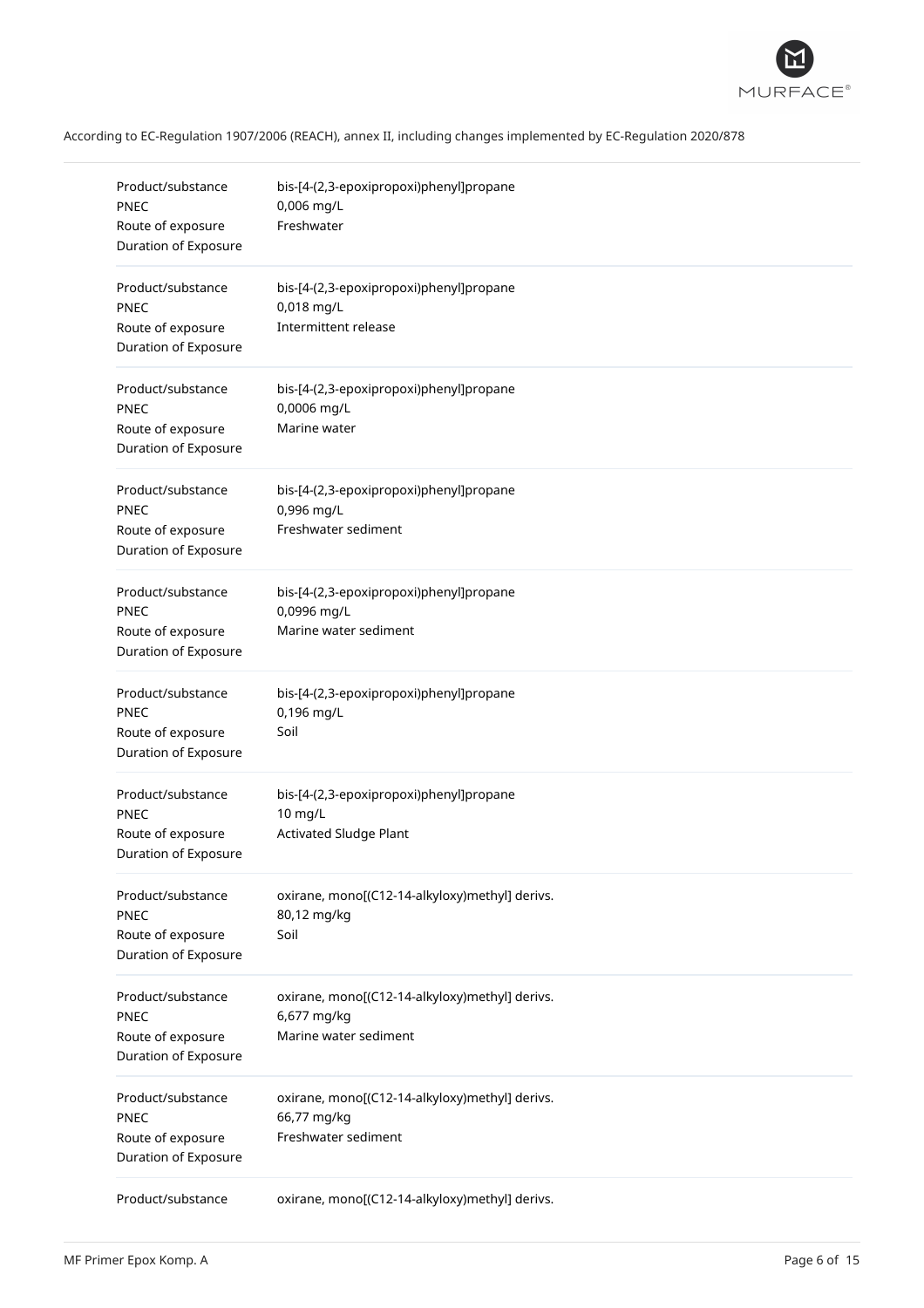According to EC-Regulation 1907/2006 (REACH), annex II, including changes implemented by EC-Regulation 2020/878

| | |
|---|---|
| Product/substance | bis-[4-(2,3-epoxipropoxi)phenyl]propane |
| PNEC | 0,006 mg/L |
| Route of exposure | Freshwater |
| Duration of Exposure | |

| | |
|---|---|
| Product/substance | bis-[4-(2,3-epoxipropoxi)phenyl]propane |
| PNEC | 0,018 mg/L |
| Route of exposure | Intermittent release |
| Duration of Exposure | |

| | |
|---|---|
| Product/substance | bis-[4-(2,3-epoxipropoxi)phenyl]propane |
| PNEC | 0,0006 mg/L |
| Route of exposure | Marine water |
| Duration of Exposure | |

| | |
|---|---|
| Product/substance | bis-[4-(2,3-epoxipropoxi)phenyl]propane |
| PNEC | 0,996 mg/L |
| Route of exposure | Freshwater sediment |
| Duration of Exposure | |

| | |
|---|---|
| Product/substance | bis-[4-(2,3-epoxipropoxi)phenyl]propane |
| PNEC | 0,0996 mg/L |
| Route of exposure | Marine water sediment |
| Duration of Exposure | |

| | |
|---|---|
| Product/substance | bis-[4-(2,3-epoxipropoxi)phenyl]propane |
| PNEC | 0,196 mg/L |
| Route of exposure | Soil |
| Duration of Exposure | |

| | |
|---|---|
| Product/substance | bis-[4-(2,3-epoxipropoxi)phenyl]propane |
| PNEC | 10 mg/L |
| Route of exposure | Activated Sludge Plant |
| Duration of Exposure | |

| | |
|---|---|
| Product/substance | oxirane, mono[(C12-14-alkyloxy)methyl] derivs. |
| PNEC | 80,12 mg/kg |
| Route of exposure | Soil |
| Duration of Exposure | |

| | |
|---|---|
| Product/substance | oxirane, mono[(C12-14-alkyloxy)methyl] derivs. |
| PNEC | 6,677 mg/kg |
| Route of exposure | Marine water sediment |
| Duration of Exposure | |

| | |
|---|---|
| Product/substance | oxirane, mono[(C12-14-alkyloxy)methyl] derivs. |
| PNEC | 66,77 mg/kg |
| Route of exposure | Freshwater sediment |
| Duration of Exposure | |

| | |
|---|---|
| Product/substance | oxirane, mono[(C12-14-alkyloxy)methyl] derivs. |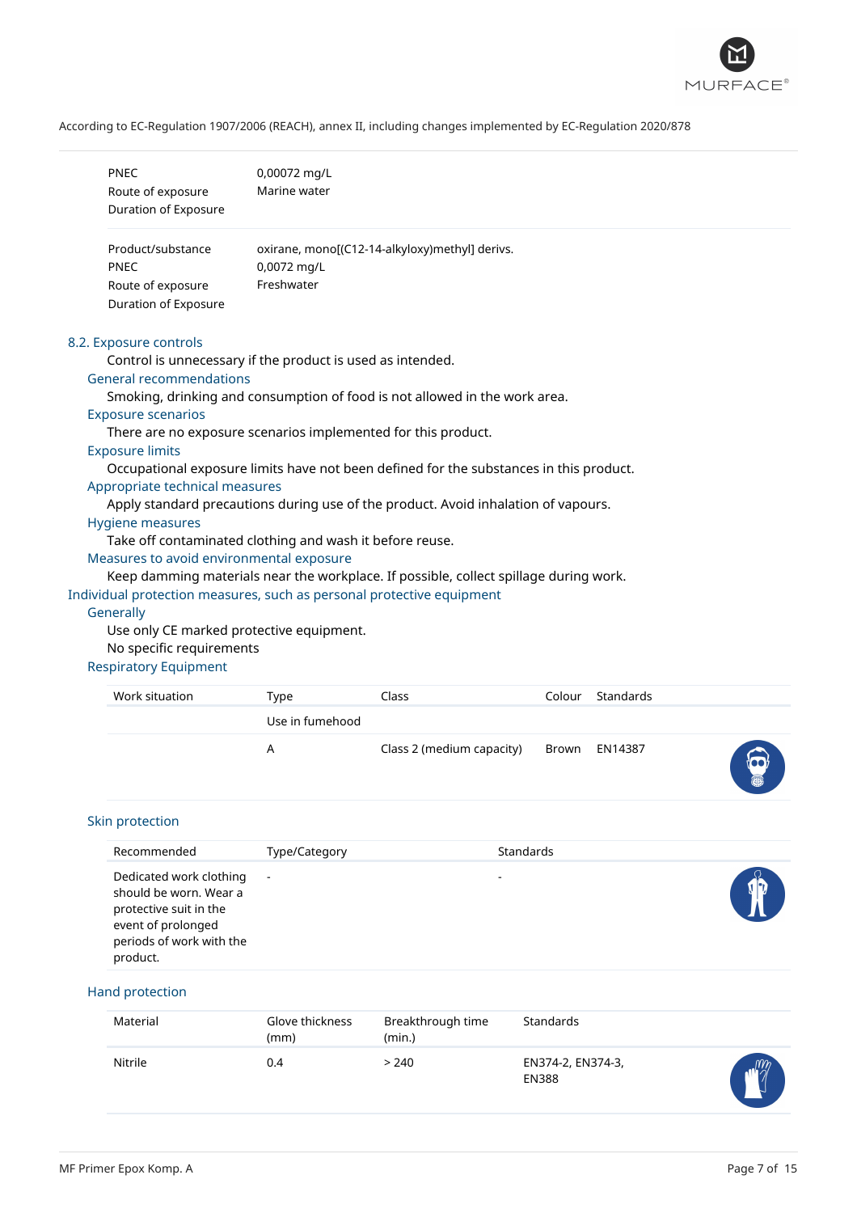| | |
|---|---|
| PNEC | 0,00072 mg/L |
| Route of exposure | Marine water |
| Duration of Exposure | |

| | |
|---|---|
| Product/substance | oxirane, mono[(C12-14-alkyloxy)methyl] derivs. |
| PNEC | 0,0072 mg/L |
| Route of exposure | Freshwater |
| Duration of Exposure | |

## 8.2. Exposure controls

Control is unnecessary if the product is used as intended.

### General recommendations

Smoking, drinking and consumption of food is not allowed in the work area.

### Exposure scenarios

There are no exposure scenarios implemented for this product.

### Exposure limits

Occupational exposure limits have not been defined for the substances in this product.

### Appropriate technical measures

Apply standard precautions during use of the product. Avoid inhalation of vapours.

### Hygiene measures

Take off contaminated clothing and wash it before reuse.

### Measures to avoid environmental exposure

Keep damming materials near the workplace. If possible, collect spillage during work.

## Individual protection measures, such as personal protective equipment

### Generally

Use only CE marked protective equipment.

No specific requirements

### Respiratory Equipment

| Work situation | Type | Class | Colour | Standards |
|---|---|---|---|---|
| | Use in fumehood | | | |
| | A | Class 2 (medium capacity) | Brown | EN14387 |

### Skin protection

| Recommended | Type/Category | Standards |
|---|---|---|
| Dedicated work clothing should be worn. Wear a protective suit in the event of prolonged periods of work with the product. | - | - |

### Hand protection

| Material | Glove thickness (mm) | Breakthrough time (min.) | Standards |
|---|---|---|---|
| Nitrile | 0.4 | > 240 | EN374-2, EN374-3, EN388 |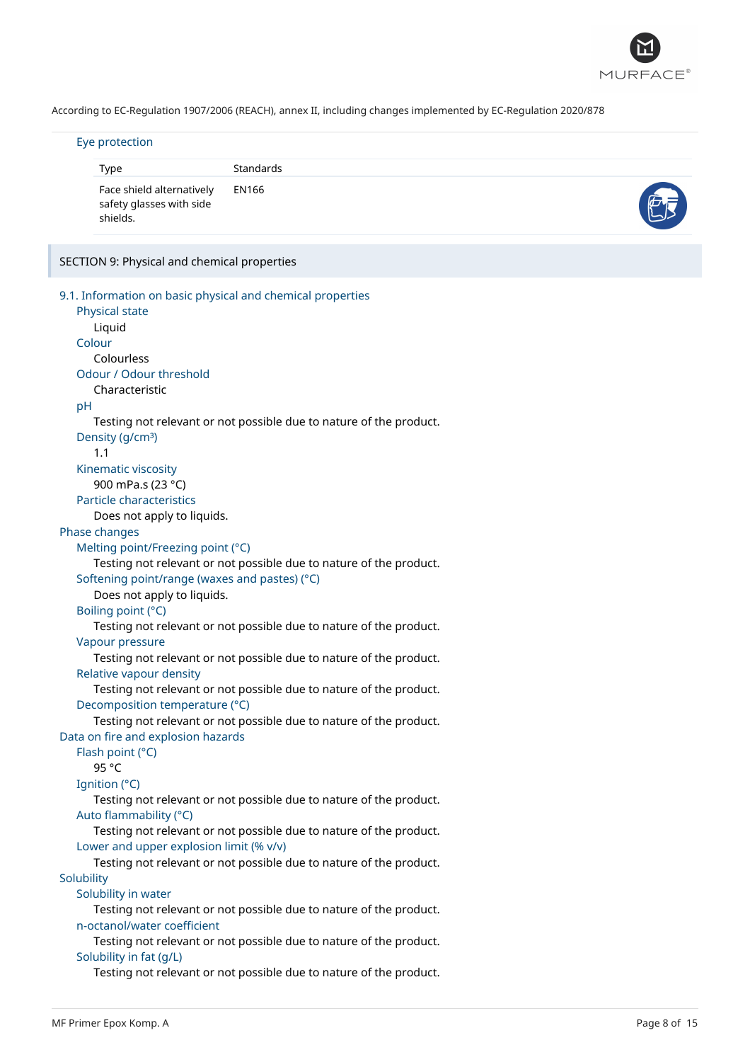According to EC-Regulation 1907/2006 (REACH), annex II, including changes implemented by EC-Regulation 2020/878

### Eye protection

| Type | Standards |
|---|---|
| Face shield alternatively safety glasses with side shields. | EN166 |

## SECTION 9: Physical and chemical properties

### 9.1. Information on basic physical and chemical properties

**Physical state**
Liquid

**Colour**
Colourless

**Odour / Odour threshold**
Characteristic

**pH**
Testing not relevant or not possible due to nature of the product.

**Density (g/cm³)**
1.1

**Kinematic viscosity**
900 mPa.s (23 °C)

**Particle characteristics**
Does not apply to liquids.

#### Phase changes

**Melting point/Freezing point (°C)**
Testing not relevant or not possible due to nature of the product.

**Softening point/range (waxes and pastes) (°C)**
Does not apply to liquids.

**Boiling point (°C)**
Testing not relevant or not possible due to nature of the product.

**Vapour pressure**
Testing not relevant or not possible due to nature of the product.

**Relative vapour density**
Testing not relevant or not possible due to nature of the product.

**Decomposition temperature (°C)**
Testing not relevant or not possible due to nature of the product.

#### Data on fire and explosion hazards

**Flash point (°C)**
95 °C

**Ignition (°C)**
Testing not relevant or not possible due to nature of the product.

**Auto flammability (°C)**
Testing not relevant or not possible due to nature of the product.

**Lower and upper explosion limit (% v/v)**
Testing not relevant or not possible due to nature of the product.

#### Solubility

**Solubility in water**
Testing not relevant or not possible due to nature of the product.

**n-octanol/water coefficient**
Testing not relevant or not possible due to nature of the product.

**Solubility in fat (g/L)**
Testing not relevant or not possible due to nature of the product.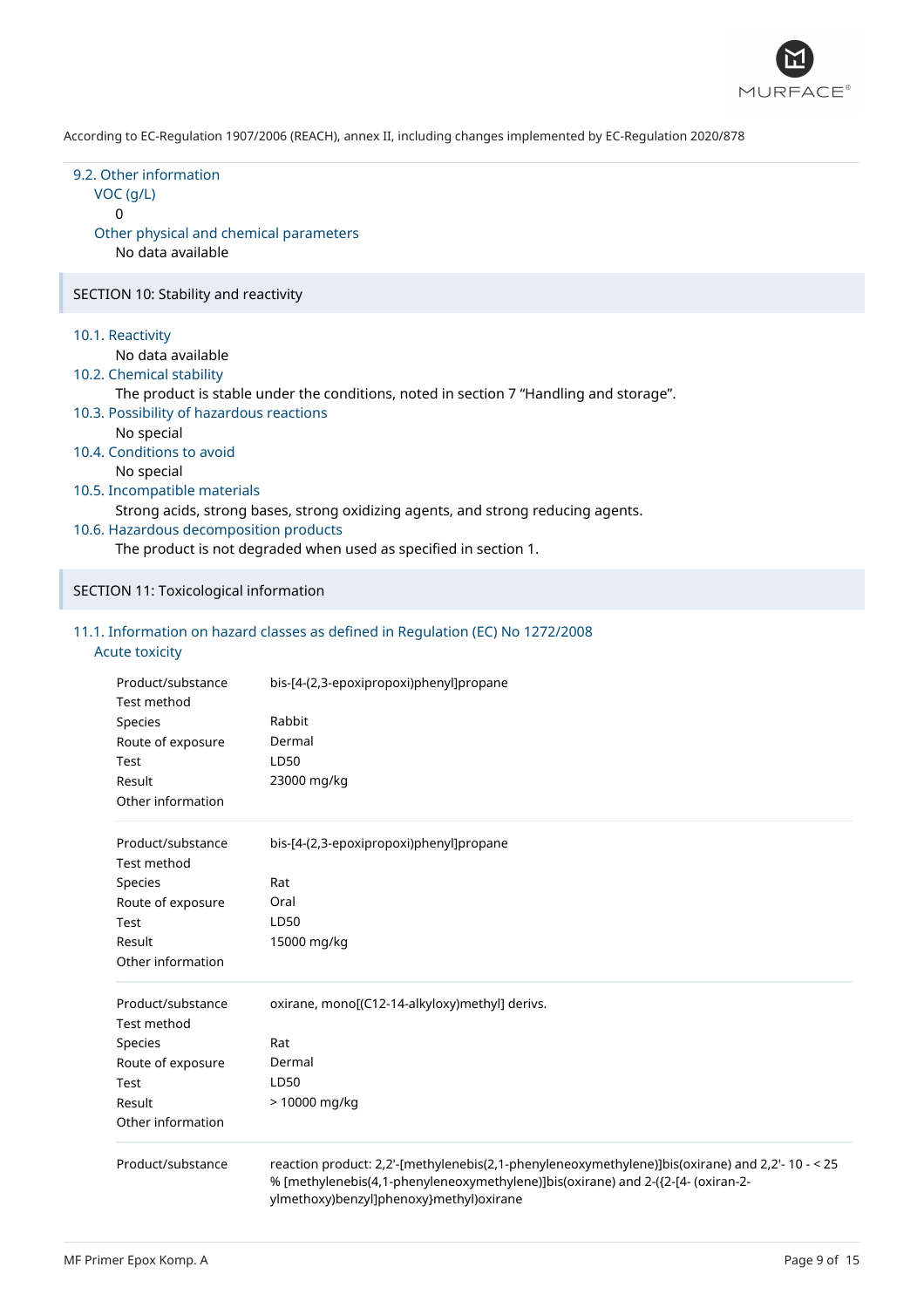According to EC-Regulation 1907/2006 (REACH), annex II, including changes implemented by EC-Regulation 2020/878

### 9.2. Other information

VOC (g/L)

0

Other physical and chemical parameters

No data available

## SECTION 10: Stability and reactivity

### 10.1. Reactivity

No data available

### 10.2. Chemical stability

The product is stable under the conditions, noted in section 7 “Handling and storage”.

### 10.3. Possibility of hazardous reactions

No special

### 10.4. Conditions to avoid

No special

### 10.5. Incompatible materials

Strong acids, strong bases, strong oxidizing agents, and strong reducing agents.

### 10.6. Hazardous decomposition products

The product is not degraded when used as specified in section 1.

## SECTION 11: Toxicological information

### 11.1. Information on hazard classes as defined in Regulation (EC) No 1272/2008

Acute toxicity

| | |
|---|---|
| Product/substance | bis-[4-(2,3-epoxipropoxi)phenyl]propane |
| Test method | |
| Species | Rabbit |
| Route of exposure | Dermal |
| Test | LD50 |
| Result | 23000 mg/kg |
| Other information | |

| | |
|---|---|
| Product/substance | bis-[4-(2,3-epoxipropoxi)phenyl]propane |
| Test method | |
| Species | Rat |
| Route of exposure | Oral |
| Test | LD50 |
| Result | 15000 mg/kg |
| Other information | |

| | |
|---|---|
| Product/substance | oxirane, mono[(C12-14-alkyloxy)methyl] derivs. |
| Test method | |
| Species | Rat |
| Route of exposure | Dermal |
| Test | LD50 |
| Result | > 10000 mg/kg |
| Other information | |

| | |
|---|---|
| Product/substance | reaction product: 2,2'-[methylenebis(2,1-phenyleneoxymethylene)]bis(oxirane) and 2,2'- 10 - < 25 % [methylenebis(4,1-phenyleneoxymethylene)]bis(oxirane) and 2-({2-[4- (oxiran-2-ylmethoxy)benzyl]phenoxy}methyl)oxirane |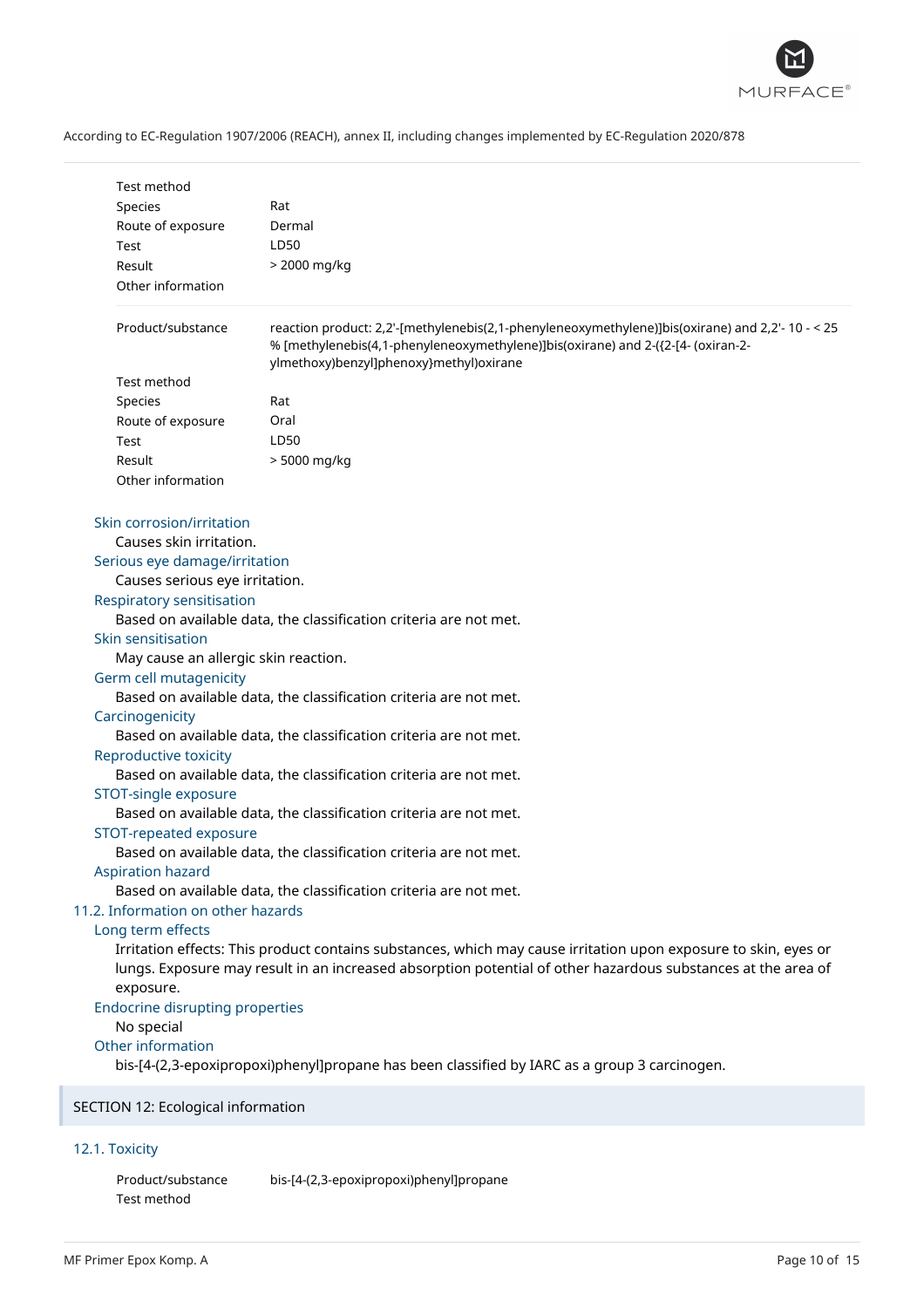| | |
|---|---|
| Test method | |
| Species | Rat |
| Route of exposure | Dermal |
| Test | LD50 |
| Result | > 2000 mg/kg |
| Other information | |

| | |
|---|---|
| Product/substance | reaction product: 2,2'-[methylenebis(2,1-phenyleneoxymethylene)]bis(oxirane) and 2,2'- [methylenebis(4,1-phenyleneoxymethylene)]bis(oxirane) and 2-({2-[4- (oxiran-2-ylmethoxy)benzyl]phenoxy}methyl)oxirane 10 - < 25 % |
| Test method | |
| Species | Rat |
| Route of exposure | Oral |
| Test | LD50 |
| Result | > 5000 mg/kg |
| Other information | |

#### Skin corrosion/irritation

Causes skin irritation.

#### Serious eye damage/irritation

Causes serious eye irritation.

#### Respiratory sensitisation

Based on available data, the classification criteria are not met.

#### Skin sensitisation

May cause an allergic skin reaction.

#### Germ cell mutagenicity

Based on available data, the classification criteria are not met.

#### Carcinogenicity

Based on available data, the classification criteria are not met.

#### Reproductive toxicity

Based on available data, the classification criteria are not met.

#### STOT-single exposure

Based on available data, the classification criteria are not met.

#### STOT-repeated exposure

Based on available data, the classification criteria are not met.

#### Aspiration hazard

Based on available data, the classification criteria are not met.

### 11.2. Information on other hazards

#### Long term effects

Irritation effects: This product contains substances, which may cause irritation upon exposure to skin, eyes or lungs. Exposure may result in an increased absorption potential of other hazardous substances at the area of exposure.

#### Endocrine disrupting properties

No special

#### Other information

bis-[4-(2,3-epoxipropoxi)phenyl]propane has been classified by IARC as a group 3 carcinogen.

## SECTION 12: Ecological information

### 12.1. Toxicity

| | |
|---|---|
| Product/substance | bis-[4-(2,3-epoxipropoxi)phenyl]propane |
| Test method | |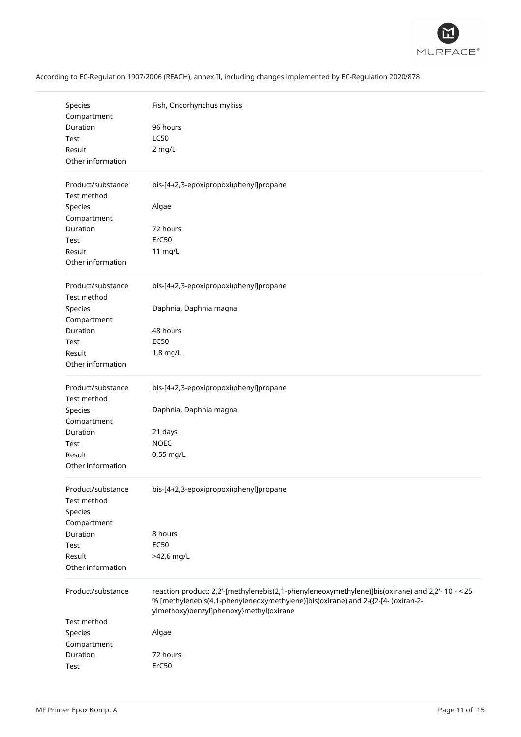According to EC-Regulation 1907/2006 (REACH), annex II, including changes implemented by EC-Regulation 2020/878

| | |
|---|---|
| Species | Fish, Oncorhynchus mykiss |
| Compartment | |
| Duration | 96 hours |
| Test | LC50 |
| Result | 2 mg/L |
| Other information | |

| | |
|---|---|
| Product/substance | bis-[4-(2,3-epoxipropoxi)phenyl]propane |
| Test method | |
| Species | Algae |
| Compartment | |
| Duration | 72 hours |
| Test | ErC50 |
| Result | 11 mg/L |
| Other information | |

| | |
|---|---|
| Product/substance | bis-[4-(2,3-epoxipropoxi)phenyl]propane |
| Test method | |
| Species | Daphnia, Daphnia magna |
| Compartment | |
| Duration | 48 hours |
| Test | EC50 |
| Result | 1,8 mg/L |
| Other information | |

| | |
|---|---|
| Product/substance | bis-[4-(2,3-epoxipropoxi)phenyl]propane |
| Test method | |
| Species | Daphnia, Daphnia magna |
| Compartment | |
| Duration | 21 days |
| Test | NOEC |
| Result | 0,55 mg/L |
| Other information | |

| | |
|---|---|
| Product/substance | bis-[4-(2,3-epoxipropoxi)phenyl]propane |
| Test method | |
| Species | |
| Compartment | |
| Duration | 8 hours |
| Test | EC50 |
| Result | >42,6 mg/L |
| Other information | |

| | |
|---|---|
| Product/substance | reaction product: 2,2'-[methylenebis(2,1-phenyleneoxymethylene)]bis(oxirane) and 2,2'- 10 - < 25 % [methylenebis(4,1-phenyleneoxymethylene)]bis(oxirane) and 2-({2-[4- (oxiran-2-ylmethoxy)benzyl]phenoxy}methyl)oxirane |
| Test method | |
| Species | Algae |
| Compartment | |
| Duration | 72 hours |
| Test | ErC50 |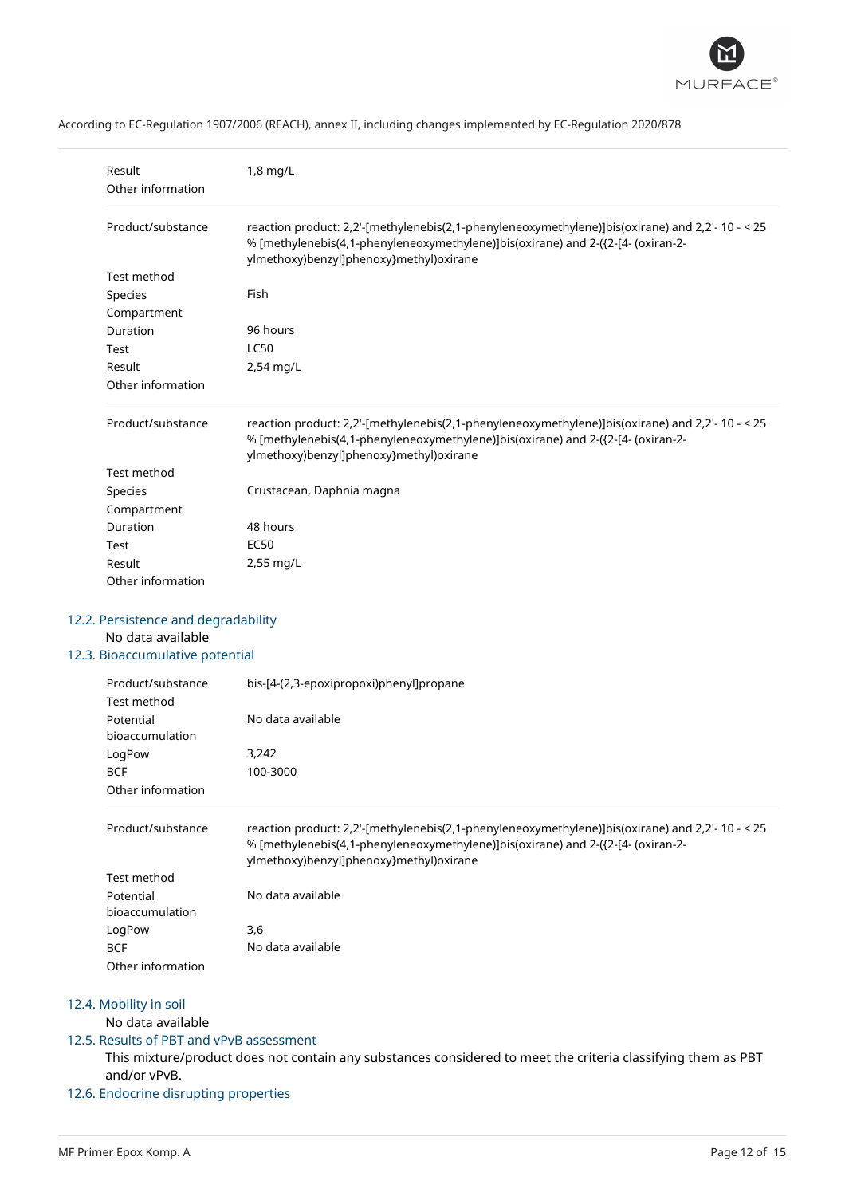| | |
|---|---|
| Result | 1,8 mg/L |
| Other information | |

| | |
|---|---|
| Product/substance | reaction product: 2,2'-[methylenebis(2,1-phenyleneoxymethylene)]bis(oxirane) and 2,2'- 10 - < 25 % [methylenebis(4,1-phenyleneoxymethylene)]bis(oxirane) and 2-({2-[4- (oxiran-2-ylmethoxy)benzyl]phenoxy}methyl)oxirane |
| Test method | |
| Species | Fish |
| Compartment | |
| Duration | 96 hours |
| Test | LC50 |
| Result | 2,54 mg/L |
| Other information | |

| | |
|---|---|
| Product/substance | reaction product: 2,2'-[methylenebis(2,1-phenyleneoxymethylene)]bis(oxirane) and 2,2'- 10 - < 25 % [methylenebis(4,1-phenyleneoxymethylene)]bis(oxirane) and 2-({2-[4- (oxiran-2-ylmethoxy)benzyl]phenoxy}methyl)oxirane |
| Test method | |
| Species | Crustacean, Daphnia magna |
| Compartment | |
| Duration | 48 hours |
| Test | EC50 |
| Result | 2,55 mg/L |
| Other information | |

## 12.2. Persistence and degradability

No data available

## 12.3. Bioaccumulative potential

| | |
|---|---|
| Product/substance | bis-[4-(2,3-epoxipropoxi)phenyl]propane |
| Test method | |
| Potential bioaccumulation | No data available |
| LogPow | 3,242 |
| BCF | 100-3000 |
| Other information | |

| | |
|---|---|
| Product/substance | reaction product: 2,2'-[methylenebis(2,1-phenyleneoxymethylene)]bis(oxirane) and 2,2'- 10 - < 25 % [methylenebis(4,1-phenyleneoxymethylene)]bis(oxirane) and 2-({2-[4- (oxiran-2-ylmethoxy)benzyl]phenoxy}methyl)oxirane |
| Test method | |
| Potential bioaccumulation | No data available |
| LogPow | 3,6 |
| BCF | No data available |
| Other information | |

## 12.4. Mobility in soil

No data available

## 12.5. Results of PBT and vPvB assessment

This mixture/product does not contain any substances considered to meet the criteria classifying them as PBT and/or vPvB.

## 12.6. Endocrine disrupting properties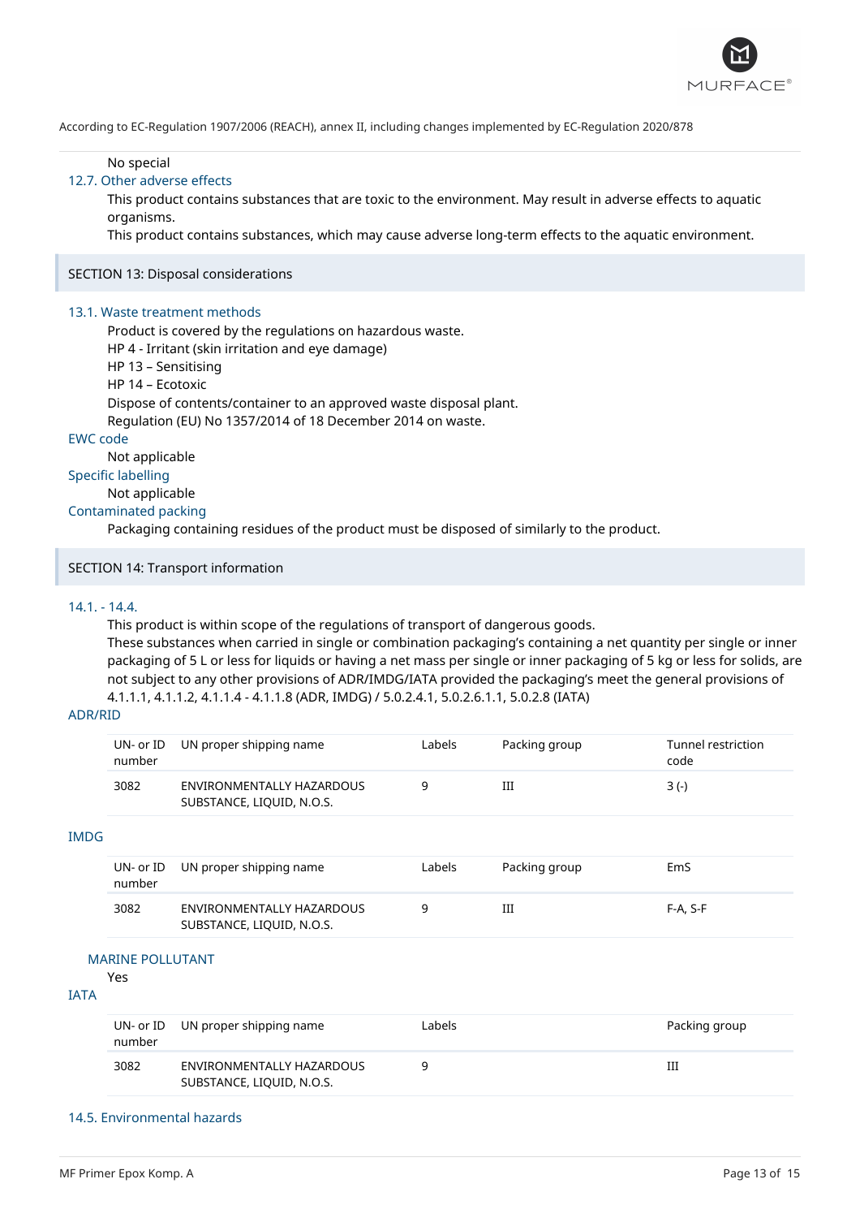No special

### 12.7. Other adverse effects

This product contains substances that are toxic to the environment. May result in adverse effects to aquatic organisms.

This product contains substances, which may cause adverse long-term effects to the aquatic environment.

## SECTION 13: Disposal considerations

### 13.1. Waste treatment methods

Product is covered by the regulations on hazardous waste.
HP 4 - Irritant (skin irritation and eye damage)
HP 13 – Sensitising
HP 14 – Ecotoxic
Dispose of contents/container to an approved waste disposal plant.
Regulation (EU) No 1357/2014 of 18 December 2014 on waste.

### EWC code

Not applicable

### Specific labelling

Not applicable

### Contaminated packing

Packaging containing residues of the product must be disposed of similarly to the product.

## SECTION 14: Transport information

### 14.1. - 14.4.

This product is within scope of the regulations of transport of dangerous goods.
These substances when carried in single or combination packaging's containing a net quantity per single or inner packaging of 5 L or less for liquids or having a net mass per single or inner packaging of 5 kg or less for solids, are not subject to any other provisions of ADR/IMDG/IATA provided the packaging's meet the general provisions of 4.1.1.1, 4.1.1.2, 4.1.1.4 - 4.1.1.8 (ADR, IMDG) / 5.0.2.4.1, 5.0.2.6.1.1, 5.0.2.8 (IATA)

### ADR/RID

| UN- or ID number | UN proper shipping name | Labels | Packing group | Tunnel restriction code |
|---|---|---|---|---|
| 3082 | ENVIRONMENTALLY HAZARDOUS SUBSTANCE, LIQUID, N.O.S. | 9 | III | 3 (-) |

### IMDG

| UN- or ID number | UN proper shipping name | Labels | Packing group | EmS |
|---|---|---|---|---|
| 3082 | ENVIRONMENTALLY HAZARDOUS SUBSTANCE, LIQUID, N.O.S. | 9 | III | F-A, S-F |

#### MARINE POLLUTANT

Yes

### IATA

| UN- or ID number | UN proper shipping name | Labels | Packing group |
|---|---|---|---|
| 3082 | ENVIRONMENTALLY HAZARDOUS SUBSTANCE, LIQUID, N.O.S. | 9 | III |

### 14.5. Environmental hazards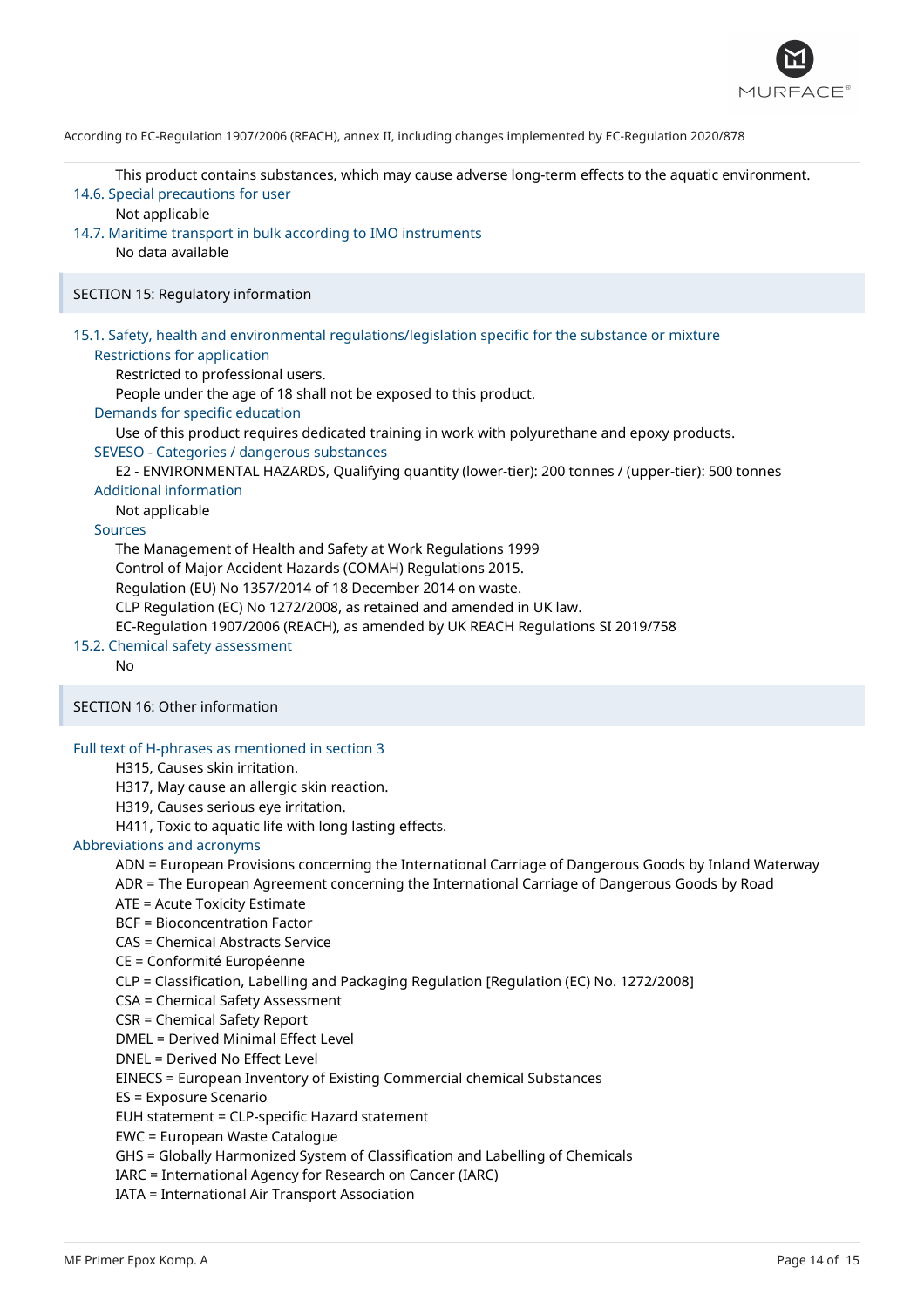This product contains substances, which may cause adverse long-term effects to the aquatic environment.

### 14.6. Special precautions for user

Not applicable

### 14.7. Maritime transport in bulk according to IMO instruments

No data available

## SECTION 15: Regulatory information

### 15.1. Safety, health and environmental regulations/legislation specific for the substance or mixture

#### Restrictions for application

Restricted to professional users.

People under the age of 18 shall not be exposed to this product.

#### Demands for specific education

Use of this product requires dedicated training in work with polyurethane and epoxy products.

#### SEVESO - Categories / dangerous substances

E2 - ENVIRONMENTAL HAZARDS, Qualifying quantity (lower-tier): 200 tonnes / (upper-tier): 500 tonnes

#### Additional information

Not applicable

#### Sources

The Management of Health and Safety at Work Regulations 1999

Control of Major Accident Hazards (COMAH) Regulations 2015.

Regulation (EU) No 1357/2014 of 18 December 2014 on waste.

CLP Regulation (EC) No 1272/2008, as retained and amended in UK law.

EC-Regulation 1907/2006 (REACH), as amended by UK REACH Regulations SI 2019/758

### 15.2. Chemical safety assessment

No

## SECTION 16: Other information

### Full text of H-phrases as mentioned in section 3

H315, Causes skin irritation.

H317, May cause an allergic skin reaction.

H319, Causes serious eye irritation.

H411, Toxic to aquatic life with long lasting effects.

### Abbreviations and acronyms

ADN = European Provisions concerning the International Carriage of Dangerous Goods by Inland Waterway

ADR = The European Agreement concerning the International Carriage of Dangerous Goods by Road

ATE = Acute Toxicity Estimate

BCF = Bioconcentration Factor

CAS = Chemical Abstracts Service

CE = Conformité Européenne

CLP = Classification, Labelling and Packaging Regulation [Regulation (EC) No. 1272/2008]

CSA = Chemical Safety Assessment

CSR = Chemical Safety Report

DMEL = Derived Minimal Effect Level

DNEL = Derived No Effect Level

EINECS = European Inventory of Existing Commercial chemical Substances

ES = Exposure Scenario

EUH statement = CLP-specific Hazard statement

EWC = European Waste Catalogue

GHS = Globally Harmonized System of Classification and Labelling of Chemicals

IARC = International Agency for Research on Cancer (IARC)

IATA = International Air Transport Association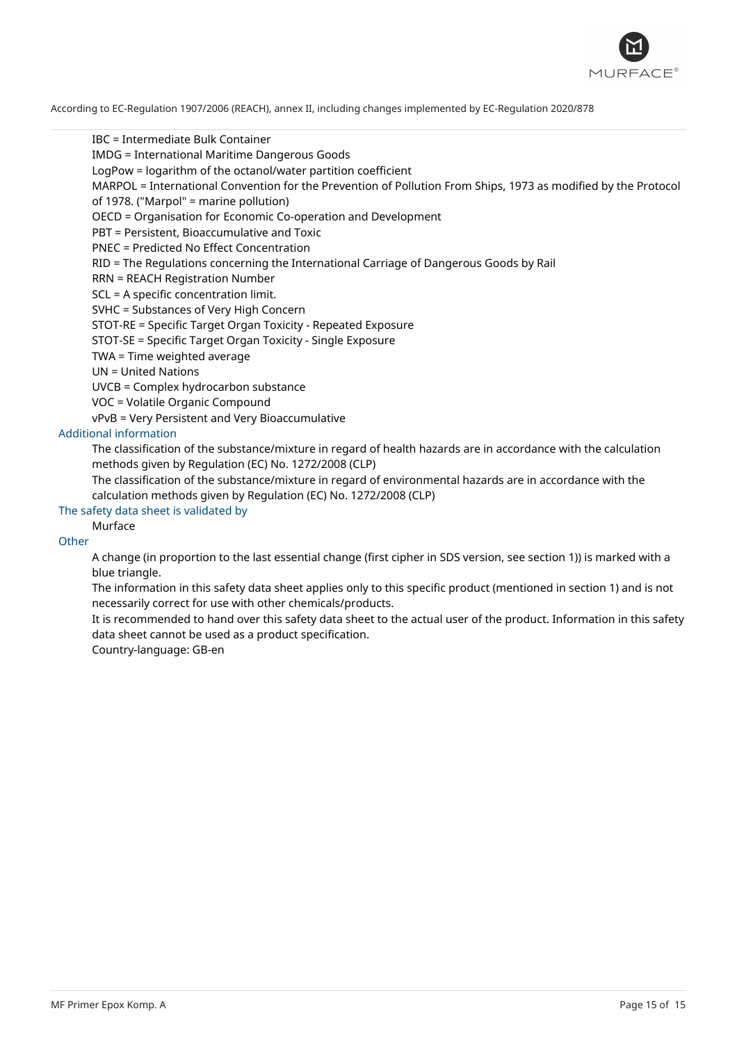IBC = Intermediate Bulk Container
IMDG = International Maritime Dangerous Goods
LogPow = logarithm of the octanol/water partition coefficient
MARPOL = International Convention for the Prevention of Pollution From Ships, 1973 as modified by the Protocol of 1978. ("Marpol" = marine pollution)
OECD = Organisation for Economic Co-operation and Development
PBT = Persistent, Bioaccumulative and Toxic
PNEC = Predicted No Effect Concentration
RID = The Regulations concerning the International Carriage of Dangerous Goods by Rail
RRN = REACH Registration Number
SCL = A specific concentration limit.
SVHC = Substances of Very High Concern
STOT-RE = Specific Target Organ Toxicity - Repeated Exposure
STOT-SE = Specific Target Organ Toxicity - Single Exposure
TWA = Time weighted average
UN = United Nations
UVCB = Complex hydrocarbon substance
VOC = Volatile Organic Compound
vPvB = Very Persistent and Very Bioaccumulative

### Additional information

The classification of the substance/mixture in regard of health hazards are in accordance with the calculation methods given by Regulation (EC) No. 1272/2008 (CLP)
The classification of the substance/mixture in regard of environmental hazards are in accordance with the calculation methods given by Regulation (EC) No. 1272/2008 (CLP)

### The safety data sheet is validated by

Murface

### Other

A change (in proportion to the last essential change (first cipher in SDS version, see section 1)) is marked with a blue triangle.
The information in this safety data sheet applies only to this specific product (mentioned in section 1) and is not necessarily correct for use with other chemicals/products.
It is recommended to hand over this safety data sheet to the actual user of the product. Information in this safety data sheet cannot be used as a product specification.
Country-language: GB-en